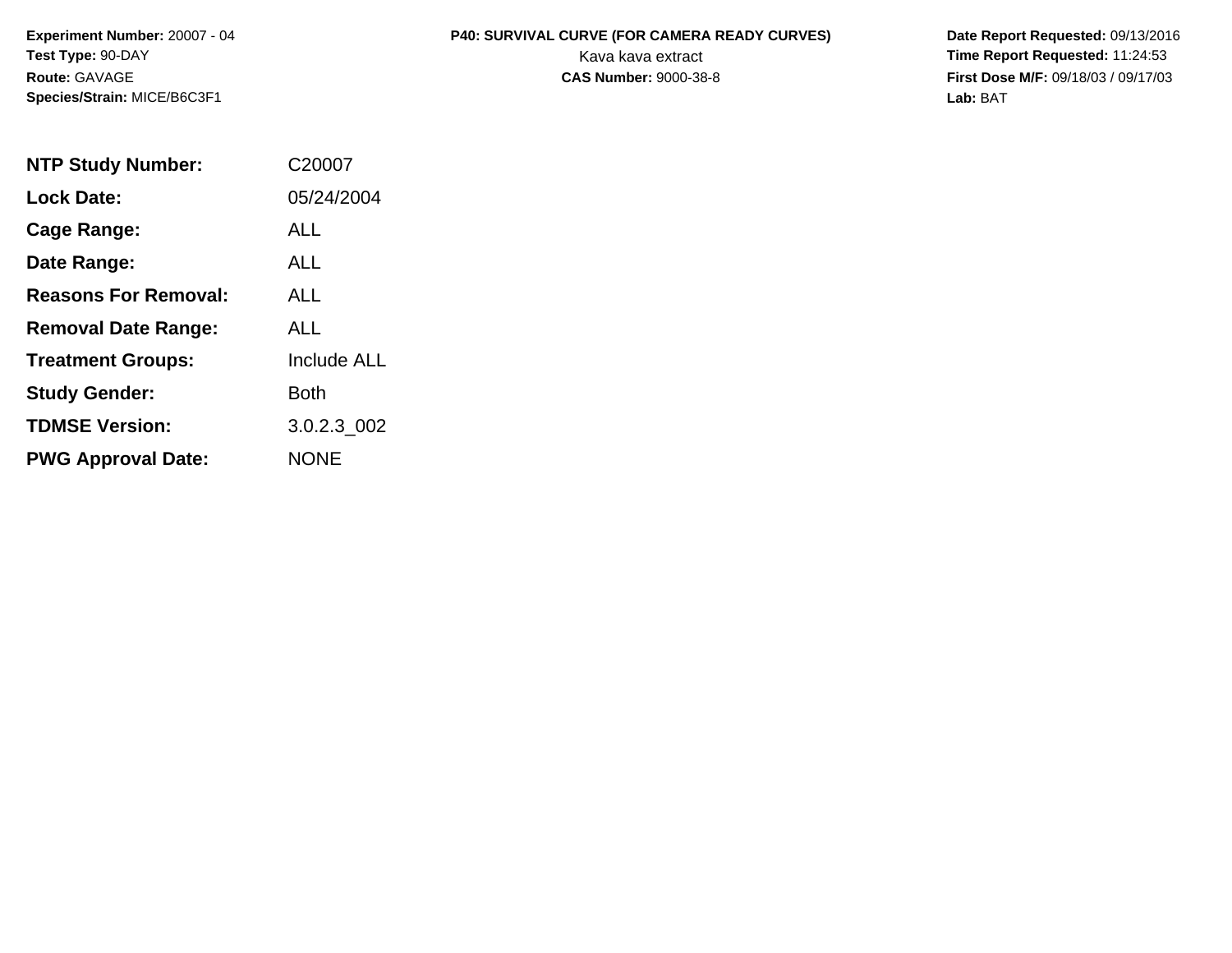**Experiment Number:** 20007 - 04
**Test Type:** 90-DAY
**Route:** GAVAGE
**Species/Strain:** MICE/B6C3F1

**P40: SURVIVAL CURVE (FOR CAMERA READY CURVES)**
Kava kava extract
**CAS Number:** 9000-38-8

**Date Report Requested:** 09/13/2016
**Time Report Requested:** 11:24:53
**First Dose M/F:** 09/18/03 / 09/17/03
**Lab:** BAT

| | |
|---|---|
| **NTP Study Number:** | C20007 |
| **Lock Date:** | 05/24/2004 |
| **Cage Range:** | ALL |
| **Date Range:** | ALL |
| **Reasons For Removal:** | ALL |
| **Removal Date Range:** | ALL |
| **Treatment Groups:** | Include ALL |
| **Study Gender:** | Both |
| **TDMSE Version:** | 3.0.2.3_002 |
| **PWG Approval Date:** | NONE |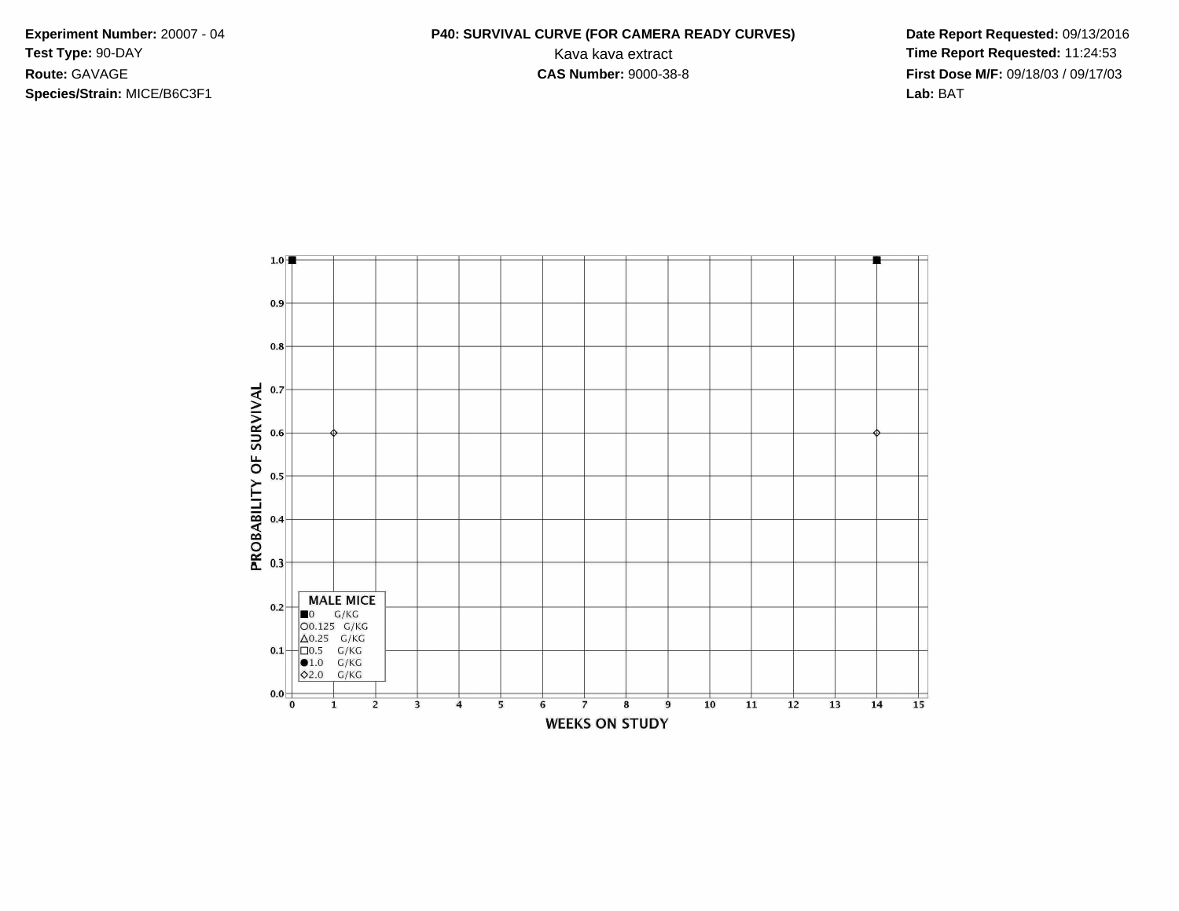**Experiment Number:** 20007 - 04
**Test Type:** 90-DAY
**Route:** GAVAGE
**Species/Strain:** MICE/B6C3F1

**P40: SURVIVAL CURVE (FOR CAMERA READY CURVES)**
Kava kava extract
**CAS Number:** 9000-38-8

**Date Report Requested:** 09/13/2016
**Time Report Requested:** 11:24:53
**First Dose M/F:** 09/18/03 / 09/17/03
**Lab:** BAT

PROBABILITY OF SURVIVAL

1.0
0.9
0.8
0.7
0.6
0.5
0.4
0.3
0.2
0.1
0.0

0 1 2 3 4 5 6 7 8 9 10 11 12 13 14 15

WEEKS ON STUDY

**MALE MICE**

■0 G/KG
○0.125 G/KG
△0.25 G/KG
□0.5 G/KG
●1.0 G/KG
◇2.0 G/KG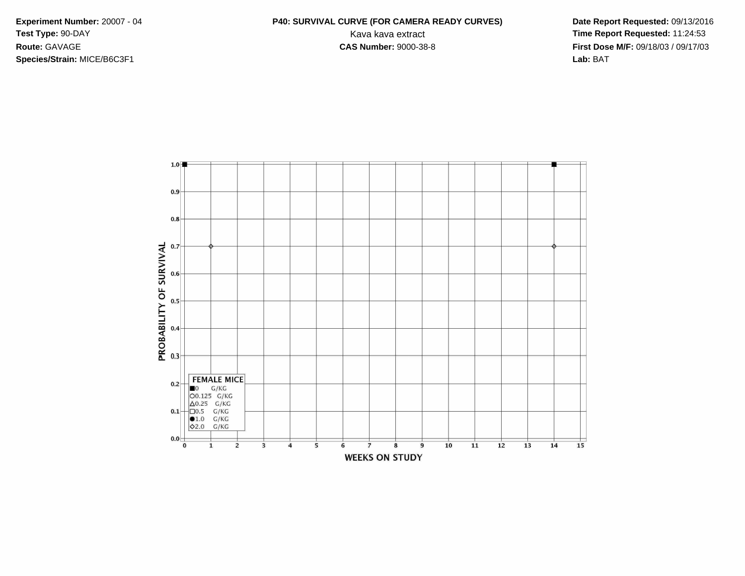**Experiment Number:** 20007 - 04
**Test Type:** 90-DAY
**Route:** GAVAGE
**Species/Strain:** MICE/B6C3F1

**P40: SURVIVAL CURVE (FOR CAMERA READY CURVES)**
Kava kava extract
**CAS Number:** 9000-38-8

**Date Report Requested:** 09/13/2016
**Time Report Requested:** 11:24:53
**First Dose M/F:** 09/18/03 / 09/17/03
**Lab:** BAT

PROBABILITY OF SURVIVAL

1.0
0.9
0.8
0.7
0.6
0.5
0.4
0.3
0.2
0.1
0.0

WEEKS ON STUDY

0 1 2 3 4 5 6 7 8 9 10 11 12 13 14 15

FEMALE MICE
■0 G/KG
○0.125 G/KG
△0.25 G/KG
□0.5 G/KG
●1.0 G/KG
◇2.0 G/KG